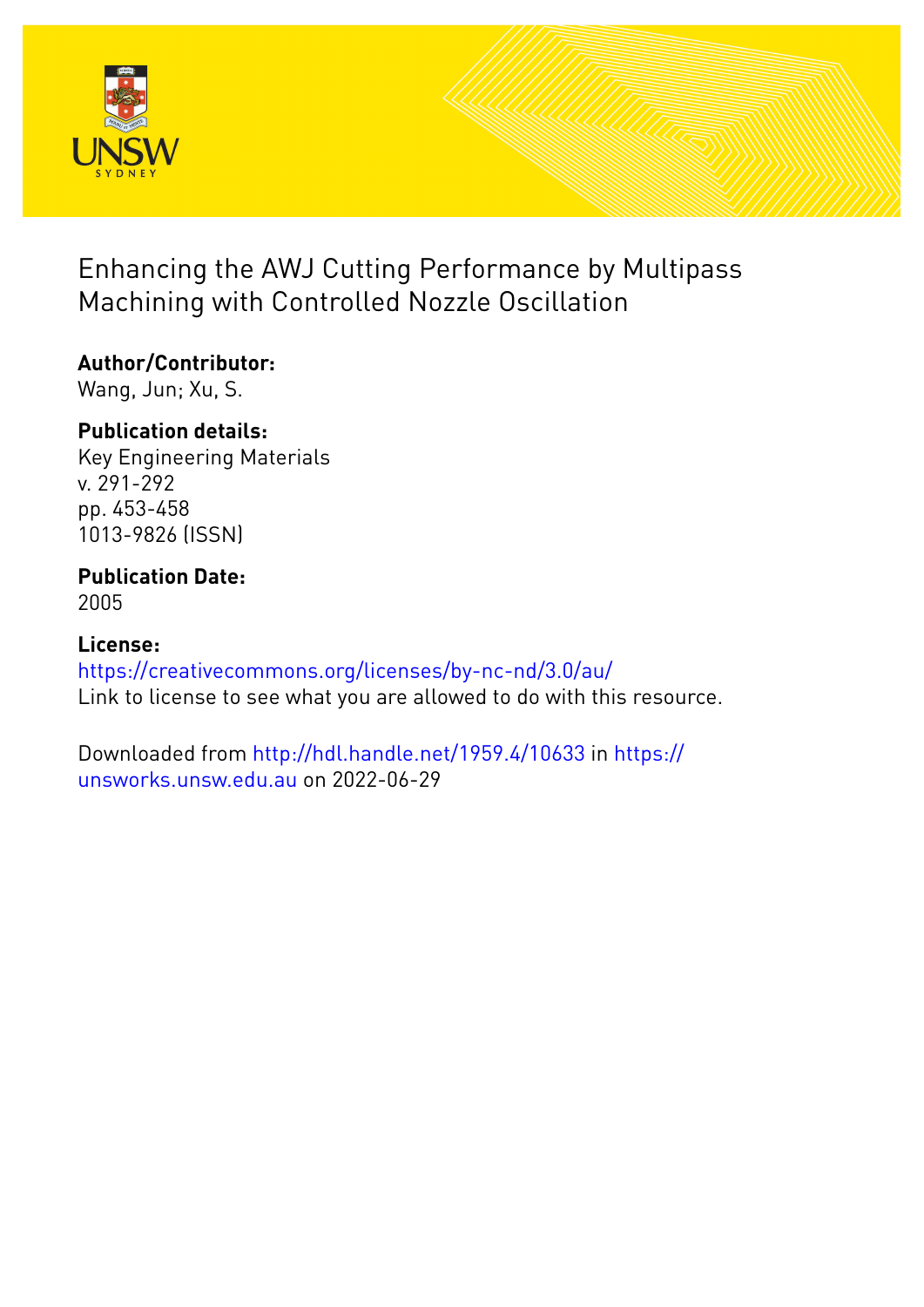# Enhancing the AWJ Cutting Performance by Multipass Machining with Controlled Nozzle Oscillation

**Author/Contributor:**
Wang, Jun; Xu, S.

**Publication details:**
Key Engineering Materials
v. 291-292
pp. 453-458
1013-9826 (ISSN)

**Publication Date:**
2005

**License:**
https://creativecommons.org/licenses/by-nc-nd/3.0/au/
Link to license to see what you are allowed to do with this resource.

Downloaded from http://hdl.handle.net/1959.4/10633 in https://unsworks.unsw.edu.au on 2022-06-29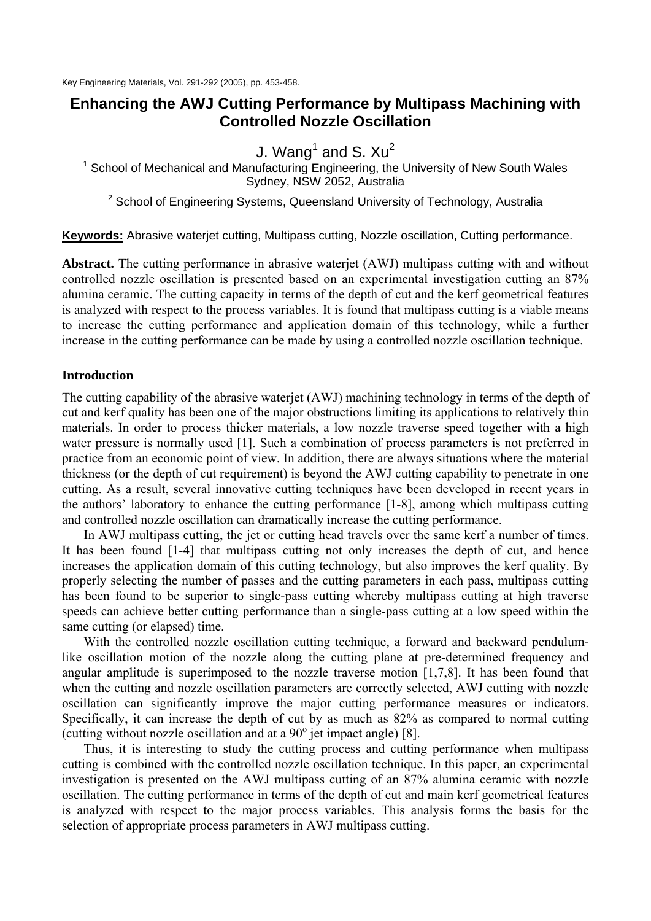Key Engineering Materials, Vol. 291-292 (2005), pp. 453-458.

# Enhancing the AWJ Cutting Performance by Multipass Machining with Controlled Nozzle Oscillation

J. Wang[1] and S. Xu[2]

[1] School of Mechanical and Manufacturing Engineering, the University of New South Wales Sydney, NSW 2052, Australia

[2] School of Engineering Systems, Queensland University of Technology, Australia

**Keywords:** Abrasive waterjet cutting, Multipass cutting, Nozzle oscillation, Cutting performance.

**Abstract.** The cutting performance in abrasive waterjet (AWJ) multipass cutting with and without controlled nozzle oscillation is presented based on an experimental investigation cutting an 87% alumina ceramic. The cutting capacity in terms of the depth of cut and the kerf geometrical features is analyzed with respect to the process variables. It is found that multipass cutting is a viable means to increase the cutting performance and application domain of this technology, while a further increase in the cutting performance can be made by using a controlled nozzle oscillation technique.

## Introduction

The cutting capability of the abrasive waterjet (AWJ) machining technology in terms of the depth of cut and kerf quality has been one of the major obstructions limiting its applications to relatively thin materials. In order to process thicker materials, a low nozzle traverse speed together with a high water pressure is normally used [1]. Such a combination of process parameters is not preferred in practice from an economic point of view. In addition, there are always situations where the material thickness (or the depth of cut requirement) is beyond the AWJ cutting capability to penetrate in one cutting. As a result, several innovative cutting techniques have been developed in recent years in the authors' laboratory to enhance the cutting performance [1-8], among which multipass cutting and controlled nozzle oscillation can dramatically increase the cutting performance.

In AWJ multipass cutting, the jet or cutting head travels over the same kerf a number of times. It has been found [1-4] that multipass cutting not only increases the depth of cut, and hence increases the application domain of this cutting technology, but also improves the kerf quality. By properly selecting the number of passes and the cutting parameters in each pass, multipass cutting has been found to be superior to single-pass cutting whereby multipass cutting at high traverse speeds can achieve better cutting performance than a single-pass cutting at a low speed within the same cutting (or elapsed) time.

With the controlled nozzle oscillation cutting technique, a forward and backward pendulum-like oscillation motion of the nozzle along the cutting plane at pre-determined frequency and angular amplitude is superimposed to the nozzle traverse motion [1,7,8]. It has been found that when the cutting and nozzle oscillation parameters are correctly selected, AWJ cutting with nozzle oscillation can significantly improve the major cutting performance measures or indicators. Specifically, it can increase the depth of cut by as much as 82% as compared to normal cutting (cutting without nozzle oscillation and at a $90^{o}$ jet impact angle) [8].

Thus, it is interesting to study the cutting process and cutting performance when multipass cutting is combined with the controlled nozzle oscillation technique. In this paper, an experimental investigation is presented on the AWJ multipass cutting of an 87% alumina ceramic with nozzle oscillation. The cutting performance in terms of the depth of cut and main kerf geometrical features is analyzed with respect to the major process variables. This analysis forms the basis for the selection of appropriate process parameters in AWJ multipass cutting.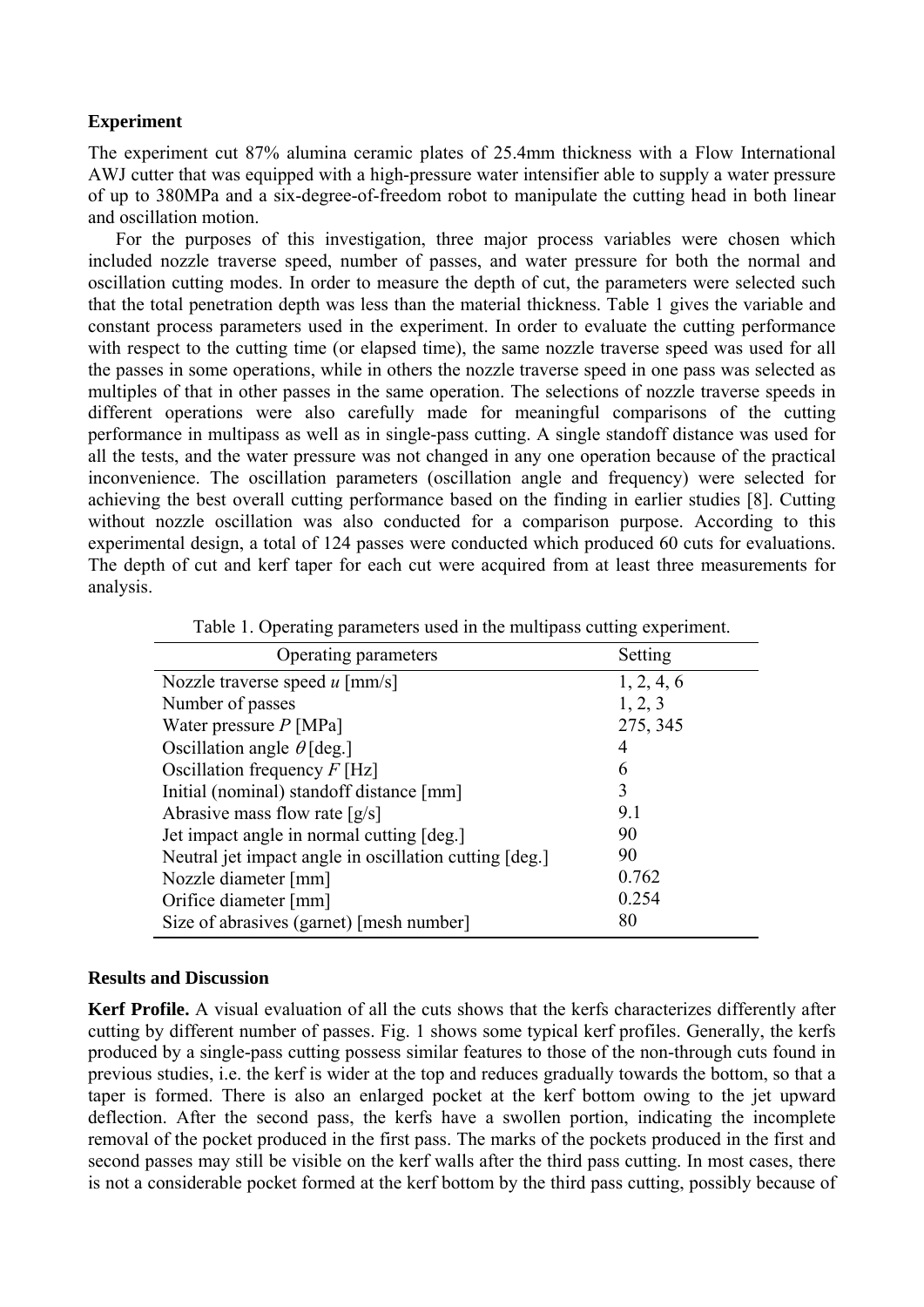## Experiment

The experiment cut 87% alumina ceramic plates of 25.4mm thickness with a Flow International AWJ cutter that was equipped with a high-pressure water intensifier able to supply a water pressure of up to 380MPa and a six-degree-of-freedom robot to manipulate the cutting head in both linear and oscillation motion.

For the purposes of this investigation, three major process variables were chosen which included nozzle traverse speed, number of passes, and water pressure for both the normal and oscillation cutting modes. In order to measure the depth of cut, the parameters were selected such that the total penetration depth was less than the material thickness. Table 1 gives the variable and constant process parameters used in the experiment. In order to evaluate the cutting performance with respect to the cutting time (or elapsed time), the same nozzle traverse speed was used for all the passes in some operations, while in others the nozzle traverse speed in one pass was selected as multiples of that in other passes in the same operation. The selections of nozzle traverse speeds in different operations were also carefully made for meaningful comparisons of the cutting performance in multipass as well as in single-pass cutting. A single standoff distance was used for all the tests, and the water pressure was not changed in any one operation because of the practical inconvenience. The oscillation parameters (oscillation angle and frequency) were selected for achieving the best overall cutting performance based on the finding in earlier studies [8]. Cutting without nozzle oscillation was also conducted for a comparison purpose. According to this experimental design, a total of 124 passes were conducted which produced 60 cuts for evaluations. The depth of cut and kerf taper for each cut were acquired from at least three measurements for analysis.

Table 1. Operating parameters used in the multipass cutting experiment.

| Operating parameters | Setting |
|---|---|
| Nozzle traverse speed $u$ [mm/s] | 1, 2, 4, 6 |
| Number of passes | 1, 2, 3 |
| Water pressure $P$ [MPa] | 275, 345 |
| Oscillation angle $\theta$ [deg.] | 4 |
| Oscillation frequency $F$ [Hz] | 6 |
| Initial (nominal) standoff distance [mm] | 3 |
| Abrasive mass flow rate [g/s] | 9.1 |
| Jet impact angle in normal cutting [deg.] | 90 |
| Neutral jet impact angle in oscillation cutting [deg.] | 90 |
| Nozzle diameter [mm] | 0.762 |
| Orifice diameter [mm] | 0.254 |
| Size of abrasives (garnet) [mesh number] | 80 |

## Results and Discussion

**Kerf Profile.** A visual evaluation of all the cuts shows that the kerfs characterizes differently after cutting by different number of passes. Fig. 1 shows some typical kerf profiles. Generally, the kerfs produced by a single-pass cutting possess similar features to those of the non-through cuts found in previous studies, i.e. the kerf is wider at the top and reduces gradually towards the bottom, so that a taper is formed. There is also an enlarged pocket at the kerf bottom owing to the jet upward deflection. After the second pass, the kerfs have a swollen portion, indicating the incomplete removal of the pocket produced in the first pass. The marks of the pockets produced in the first and second passes may still be visible on the kerf walls after the third pass cutting. In most cases, there is not a considerable pocket formed at the kerf bottom by the third pass cutting, possibly because of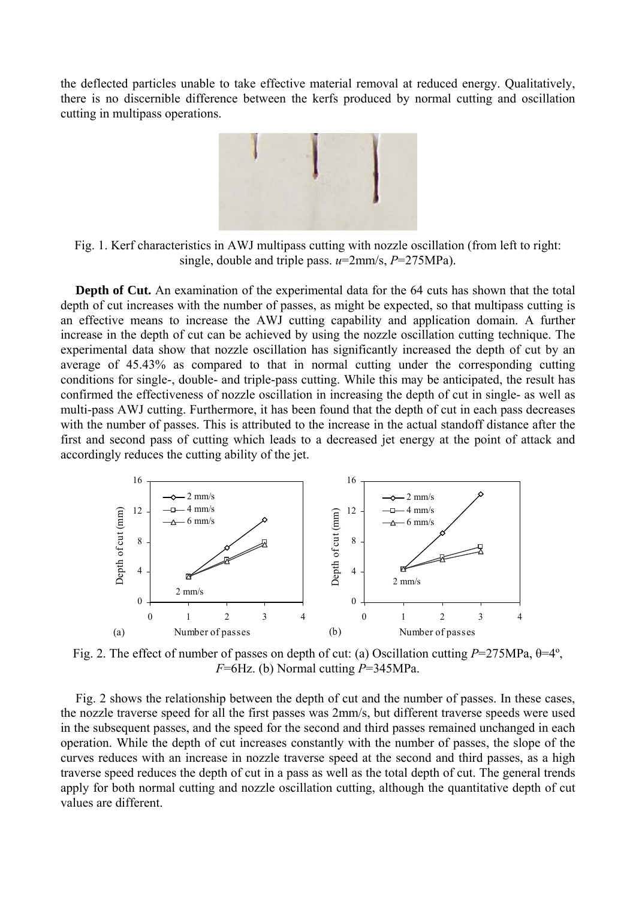the deflected particles unable to take effective material removal at reduced energy. Qualitatively, there is no discernible difference between the kerfs produced by normal cutting and oscillation cutting in multipass operations.

Fig. 1. Kerf characteristics in AWJ multipass cutting with nozzle oscillation (from left to right: single, double and triple pass. $u$=2mm/s, $P$=275MPa).

**Depth of Cut.** An examination of the experimental data for the 64 cuts has shown that the total depth of cut increases with the number of passes, as might be expected, so that multipass cutting is an effective means to increase the AWJ cutting capability and application domain. A further increase in the depth of cut can be achieved by using the nozzle oscillation cutting technique. The experimental data show that nozzle oscillation has significantly increased the depth of cut by an average of 45.43% as compared to that in normal cutting under the corresponding cutting conditions for single-, double- and triple-pass cutting. While this may be anticipated, the result has confirmed the effectiveness of nozzle oscillation in increasing the depth of cut in single- as well as multi-pass AWJ cutting. Furthermore, it has been found that the depth of cut in each pass decreases with the number of passes. This is attributed to the increase in the actual standoff distance after the first and second pass of cutting which leads to a decreased jet energy at the point of attack and accordingly reduces the cutting ability of the jet.

Fig. 2. The effect of number of passes on depth of cut: (a) Oscillation cutting $P$=275MPa, $\theta$=4º, $F$=6Hz. (b) Normal cutting $P$=345MPa.

Fig. 2 shows the relationship between the depth of cut and the number of passes. In these cases, the nozzle traverse speed for all the first passes was 2mm/s, but different traverse speeds were used in the subsequent passes, and the speed for the second and third passes remained unchanged in each operation. While the depth of cut increases constantly with the number of passes, the slope of the curves reduces with an increase in nozzle traverse speed at the second and third passes, as a high traverse speed reduces the depth of cut in a pass as well as the total depth of cut. The general trends apply for both normal cutting and nozzle oscillation cutting, although the quantitative depth of cut values are different.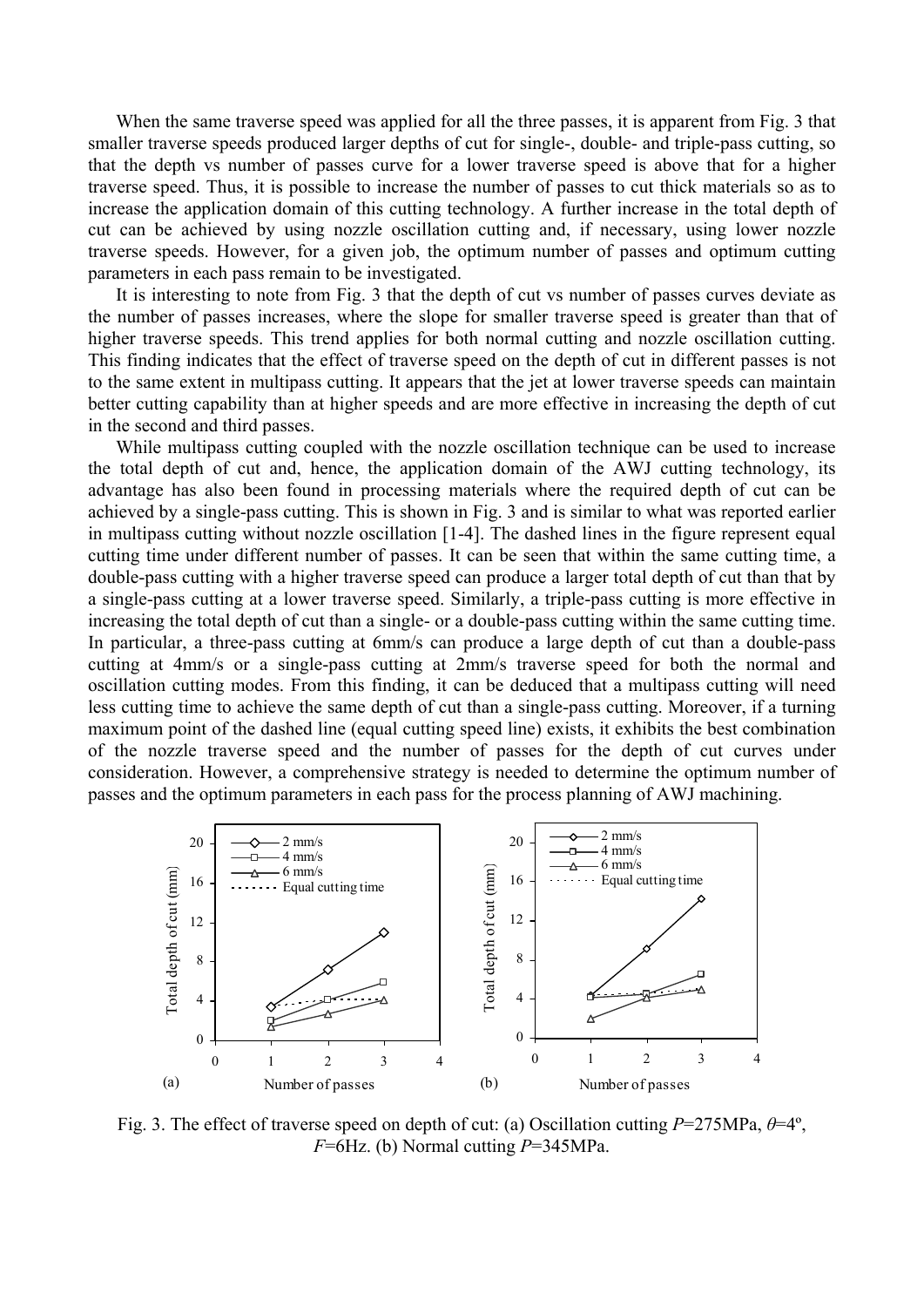When the same traverse speed was applied for all the three passes, it is apparent from Fig. 3 that smaller traverse speeds produced larger depths of cut for single-, double- and triple-pass cutting, so that the depth vs number of passes curve for a lower traverse speed is above that for a higher traverse speed. Thus, it is possible to increase the number of passes to cut thick materials so as to increase the application domain of this cutting technology. A further increase in the total depth of cut can be achieved by using nozzle oscillation cutting and, if necessary, using lower nozzle traverse speeds. However, for a given job, the optimum number of passes and optimum cutting parameters in each pass remain to be investigated.

It is interesting to note from Fig. 3 that the depth of cut vs number of passes curves deviate as the number of passes increases, where the slope for smaller traverse speed is greater than that of higher traverse speeds. This trend applies for both normal cutting and nozzle oscillation cutting. This finding indicates that the effect of traverse speed on the depth of cut in different passes is not to the same extent in multipass cutting. It appears that the jet at lower traverse speeds can maintain better cutting capability than at higher speeds and are more effective in increasing the depth of cut in the second and third passes.

While multipass cutting coupled with the nozzle oscillation technique can be used to increase the total depth of cut and, hence, the application domain of the AWJ cutting technology, its advantage has also been found in processing materials where the required depth of cut can be achieved by a single-pass cutting. This is shown in Fig. 3 and is similar to what was reported earlier in multipass cutting without nozzle oscillation [1-4]. The dashed lines in the figure represent equal cutting time under different number of passes. It can be seen that within the same cutting time, a double-pass cutting with a higher traverse speed can produce a larger total depth of cut than that by a single-pass cutting at a lower traverse speed. Similarly, a triple-pass cutting is more effective in increasing the total depth of cut than a single- or a double-pass cutting within the same cutting time. In particular, a three-pass cutting at 6mm/s can produce a large depth of cut than a double-pass cutting at 4mm/s or a single-pass cutting at 2mm/s traverse speed for both the normal and oscillation cutting modes. From this finding, it can be deduced that a multipass cutting will need less cutting time to achieve the same depth of cut than a single-pass cutting. Moreover, if a turning maximum point of the dashed line (equal cutting speed line) exists, it exhibits the best combination of the nozzle traverse speed and the number of passes for the depth of cut curves under consideration. However, a comprehensive strategy is needed to determine the optimum number of passes and the optimum parameters in each pass for the process planning of AWJ machining.

Fig. 3. The effect of traverse speed on depth of cut: (a) Oscillation cutting $P$=275MPa, $\theta$=4º, $F$=6Hz. (b) Normal cutting $P$=345MPa.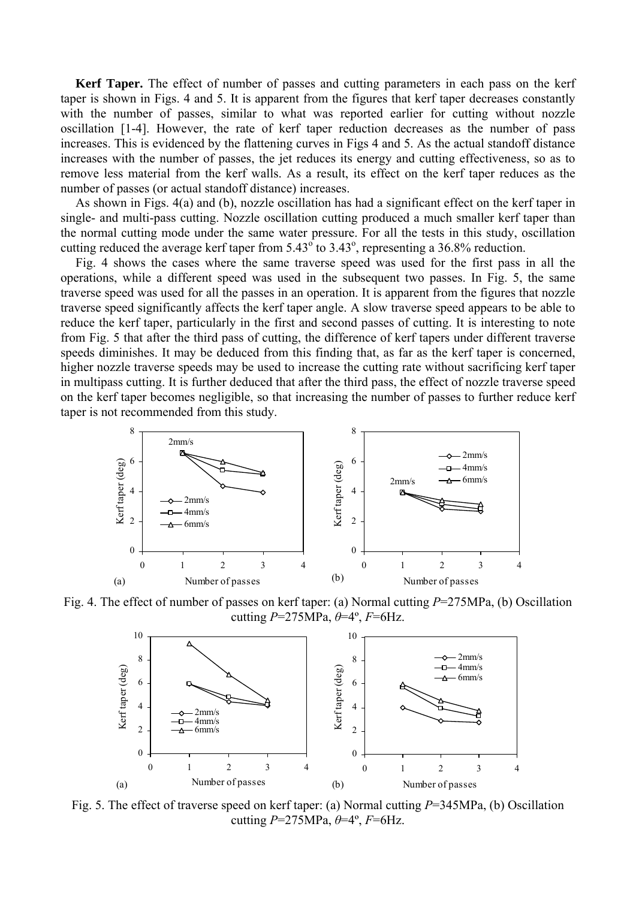**Kerf Taper.** The effect of number of passes and cutting parameters in each pass on the kerf taper is shown in Figs. 4 and 5. It is apparent from the figures that kerf taper decreases constantly with the number of passes, similar to what was reported earlier for cutting without nozzle oscillation [1-4]. However, the rate of kerf taper reduction decreases as the number of pass increases. This is evidenced by the flattening curves in Figs 4 and 5. As the actual standoff distance increases with the number of passes, the jet reduces its energy and cutting effectiveness, so as to remove less material from the kerf walls. As a result, its effect on the kerf taper reduces as the number of passes (or actual standoff distance) increases.

As shown in Figs. 4(a) and (b), nozzle oscillation has had a significant effect on the kerf taper in single- and multi-pass cutting. Nozzle oscillation cutting produced a much smaller kerf taper than the normal cutting mode under the same water pressure. For all the tests in this study, oscillation cutting reduced the average kerf taper from 5.43° to 3.43°, representing a 36.8% reduction.

Fig. 4 shows the cases where the same traverse speed was used for the first pass in all the operations, while a different speed was used in the subsequent two passes. In Fig. 5, the same traverse speed was used for all the passes in an operation. It is apparent from the figures that nozzle traverse speed significantly affects the kerf taper angle. A slow traverse speed appears to be able to reduce the kerf taper, particularly in the first and second passes of cutting. It is interesting to note from Fig. 5 that after the third pass of cutting, the difference of kerf tapers under different traverse speeds diminishes. It may be deduced from this finding that, as far as the kerf taper is concerned, higher nozzle traverse speeds may be used to increase the cutting rate without sacrificing kerf taper in multipass cutting. It is further deduced that after the third pass, the effect of nozzle traverse speed on the kerf taper becomes negligible, so that increasing the number of passes to further reduce kerf taper is not recommended from this study.

Fig. 4. The effect of number of passes on kerf taper: (a) Normal cutting $P$=275MPa, (b) Oscillation cutting $P$=275MPa, $\theta$=4°, $F$=6Hz.

Fig. 5. The effect of traverse speed on kerf taper: (a) Normal cutting $P$=345MPa, (b) Oscillation cutting $P$=275MPa, $\theta$=4°, $F$=6Hz.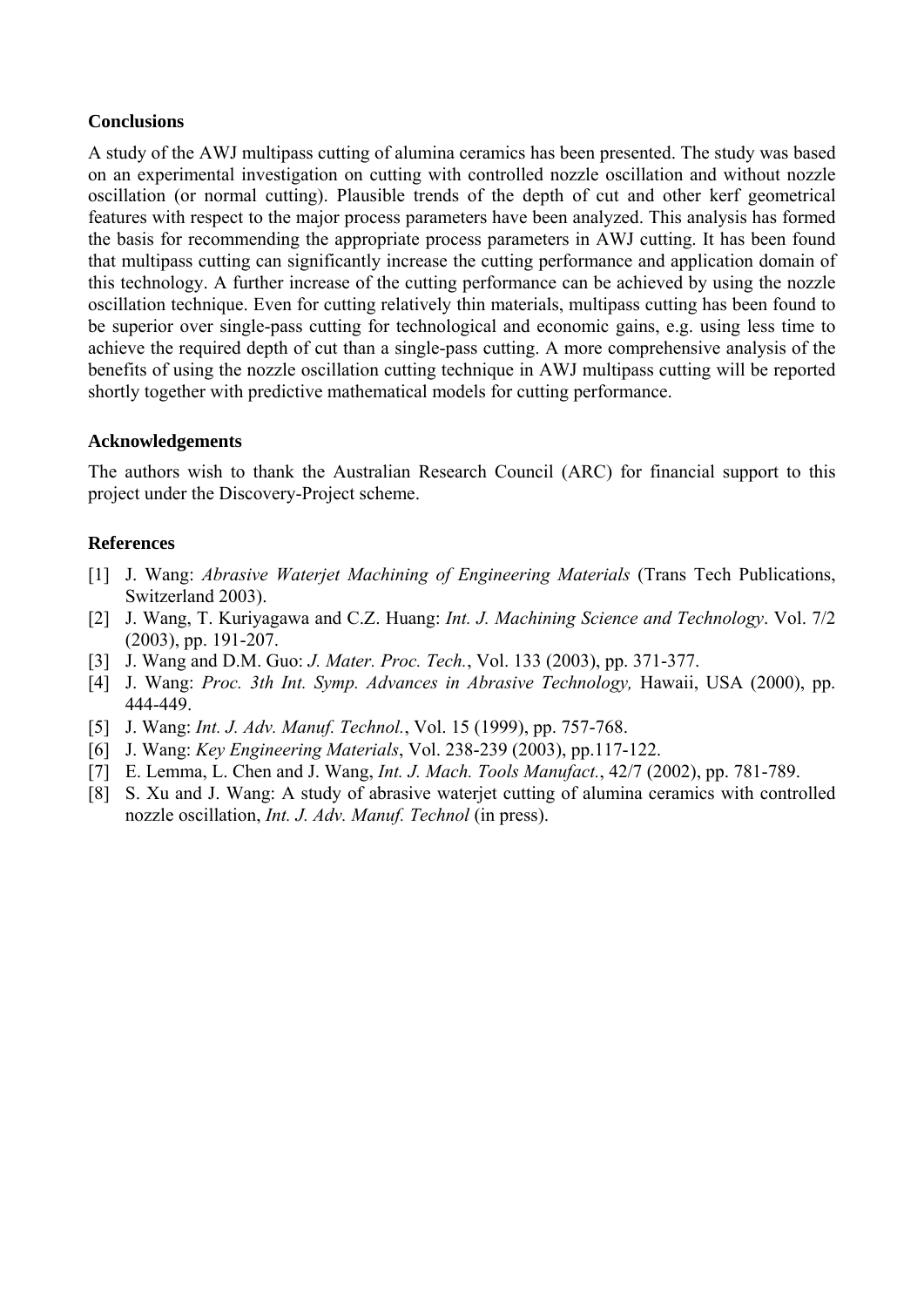## Conclusions

A study of the AWJ multipass cutting of alumina ceramics has been presented. The study was based on an experimental investigation on cutting with controlled nozzle oscillation and without nozzle oscillation (or normal cutting). Plausible trends of the depth of cut and other kerf geometrical features with respect to the major process parameters have been analyzed. This analysis has formed the basis for recommending the appropriate process parameters in AWJ cutting. It has been found that multipass cutting can significantly increase the cutting performance and application domain of this technology. A further increase of the cutting performance can be achieved by using the nozzle oscillation technique. Even for cutting relatively thin materials, multipass cutting has been found to be superior over single-pass cutting for technological and economic gains, e.g. using less time to achieve the required depth of cut than a single-pass cutting. A more comprehensive analysis of the benefits of using the nozzle oscillation cutting technique in AWJ multipass cutting will be reported shortly together with predictive mathematical models for cutting performance.

## Acknowledgements

The authors wish to thank the Australian Research Council (ARC) for financial support to this project under the Discovery-Project scheme.

## References

[1] J. Wang: *Abrasive Waterjet Machining of Engineering Materials* (Trans Tech Publications, Switzerland 2003).

[2] J. Wang, T. Kuriyagawa and C.Z. Huang: *Int. J. Machining Science and Technology*. Vol. 7/2 (2003), pp. 191-207.

[3] J. Wang and D.M. Guo: *J. Mater. Proc. Tech.*, Vol. 133 (2003), pp. 371-377.

[4] J. Wang: *Proc. 3th Int. Symp. Advances in Abrasive Technology,* Hawaii, USA (2000), pp. 444-449.

[5] J. Wang: *Int. J. Adv. Manuf. Technol.*, Vol. 15 (1999), pp. 757-768.

[6] J. Wang: *Key Engineering Materials*, Vol. 238-239 (2003), pp.117-122.

[7] E. Lemma, L. Chen and J. Wang, *Int. J. Mach. Tools Manufact.*, 42/7 (2002), pp. 781-789.

[8] S. Xu and J. Wang: A study of abrasive waterjet cutting of alumina ceramics with controlled nozzle oscillation, *Int. J. Adv. Manuf. Technol* (in press).